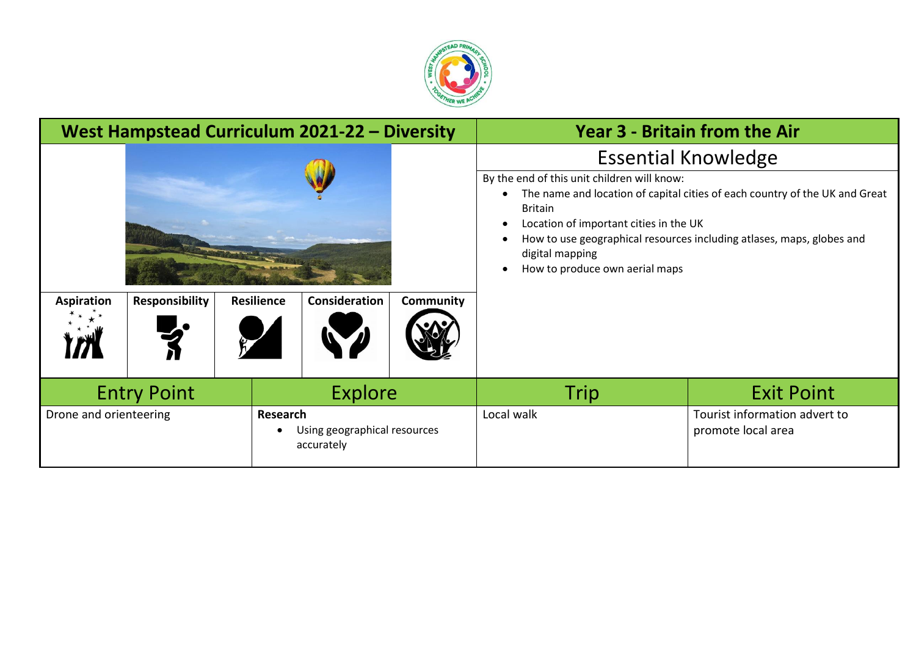## West Hampstead Curriculum 2021-22 – Diversity

## Year 3 - Britain from the Air

| Aspiration | Responsibility | Resilience | Consideration | Community |
|---|---|---|---|---|

### Essential Knowledge

By the end of this unit children will know:

- The name and location of capital cities of each country of the UK and Great Britain
- Location of important cities in the UK
- How to use geographical resources including atlases, maps, globes and digital mapping
- How to produce own aerial maps

| Entry Point | Explore | Trip | Exit Point |
|---|---|---|---|
| Drone and orienteering | **Research**<br>• Using geographical resources accurately | Local walk | Tourist information advert to promote local area |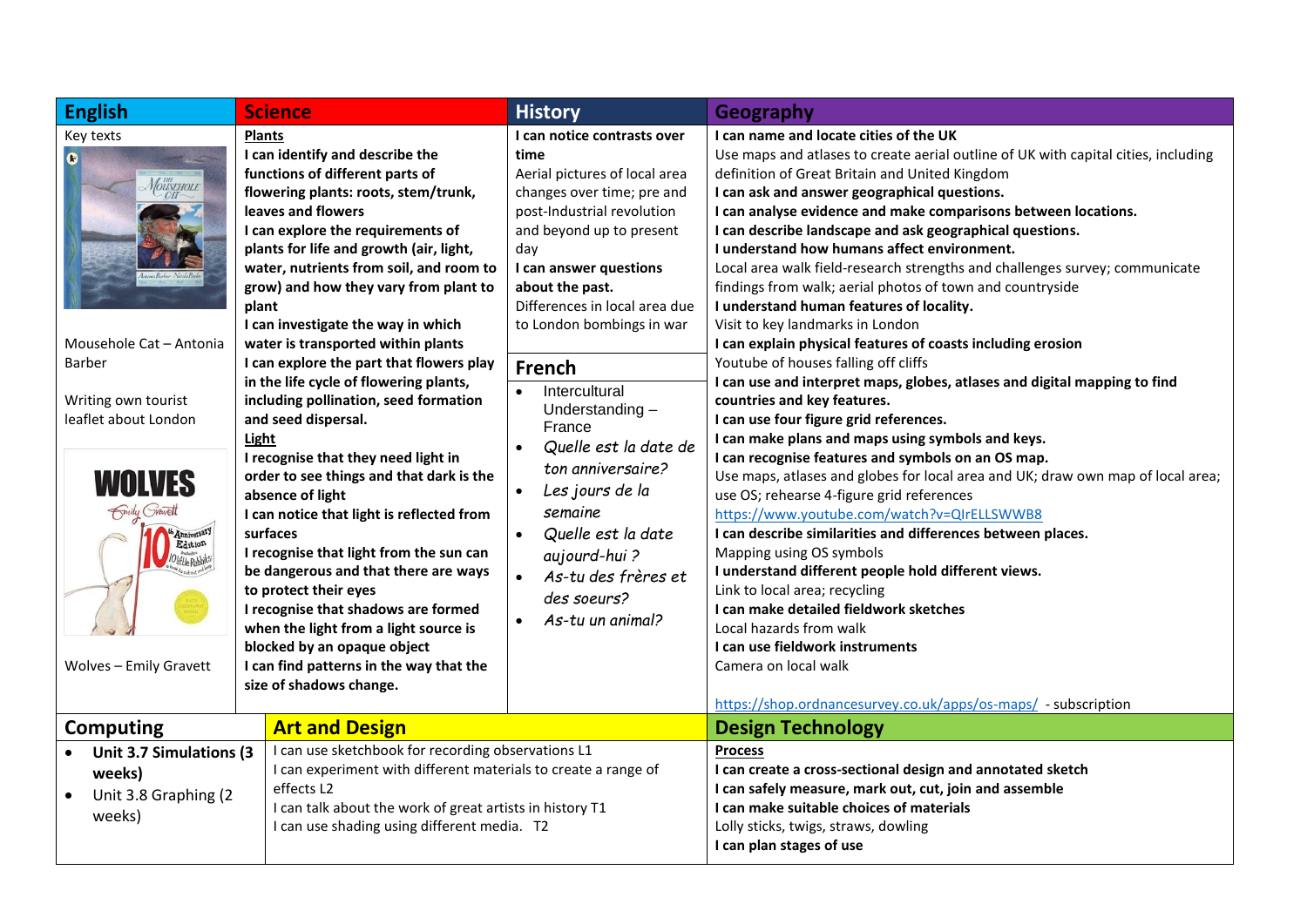## English

Key texts

Mousehole Cat – Antonia Barber

Writing own tourist leaflet about London

Wolves – Emily Gravett

## Science

**Plants**

**I can identify and describe the functions of different parts of flowering plants: roots, stem/trunk, leaves and flowers**

**I can explore the requirements of plants for life and growth (air, light, water, nutrients from soil, and room to grow) and how they vary from plant to plant**

**I can investigate the way in which water is transported within plants**

**I can explore the part that flowers play in the life cycle of flowering plants, including pollination, seed formation and seed dispersal.**

**Light**

**I recognise that they need light in order to see things and that dark is the absence of light**

**I can notice that light is reflected from surfaces**

**I recognise that light from the sun can be dangerous and that there are ways to protect their eyes**

**I recognise that shadows are formed when the light from a light source is blocked by an opaque object**

**I can find patterns in the way that the size of shadows change.**

## History

**I can notice contrasts over time**

Aerial pictures of local area changes over time; pre and post-Industrial revolution and beyond up to present day

**I can answer questions about the past.**

Differences in local area due to London bombings in war

## French

- Intercultural Understanding – France
- *Quelle est la date de ton anniversaire?*
- *Les jours de la semaine*
- *Quelle est la date aujourd-hui ?*
- *As-tu des frères et des soeurs?*
- *As-tu un animal?*

## Geography

**I can name and locate cities of the UK**

Use maps and atlases to create aerial outline of UK with capital cities, including definition of Great Britain and United Kingdom

**I can ask and answer geographical questions.**

**I can analyse evidence and make comparisons between locations.**

**I can describe landscape and ask geographical questions.**

**I understand how humans affect environment.**

Local area walk field-research strengths and challenges survey; communicate findings from walk; aerial photos of town and countryside

**I understand human features of locality.**

Visit to key landmarks in London

**I can explain physical features of coasts including erosion**

Youtube of houses falling off cliffs

**I can use and interpret maps, globes, atlases and digital mapping to find countries and key features.**

**I can use four figure grid references.**

**I can make plans and maps using symbols and keys.**

**I can recognise features and symbols on an OS map.**

Use maps, atlases and globes for local area and UK; draw own map of local area; use OS; rehearse 4-figure grid references

https://www.youtube.com/watch?v=QIrELLSWWB8

**I can describe similarities and differences between places.**

Mapping using OS symbols

**I understand different people hold different views.**

Link to local area; recycling

**I can make detailed fieldwork sketches**

Local hazards from walk

**I can use fieldwork instruments**

Camera on local walk

https://shop.ordnancesurvey.co.uk/apps/os-maps/ - subscription

## Computing

- **Unit 3.7 Simulations (3 weeks)**
- Unit 3.8 Graphing (2 weeks)

## Art and Design

I can use sketchbook for recording observations L1

I can experiment with different materials to create a range of effects L2

I can talk about the work of great artists in history T1

I can use shading using different media. T2

## Design Technology

**Process**

**I can create a cross-sectional design and annotated sketch**

**I can safely measure, mark out, cut, join and assemble**

**I can make suitable choices of materials**

Lolly sticks, twigs, straws, dowling

**I can plan stages of use**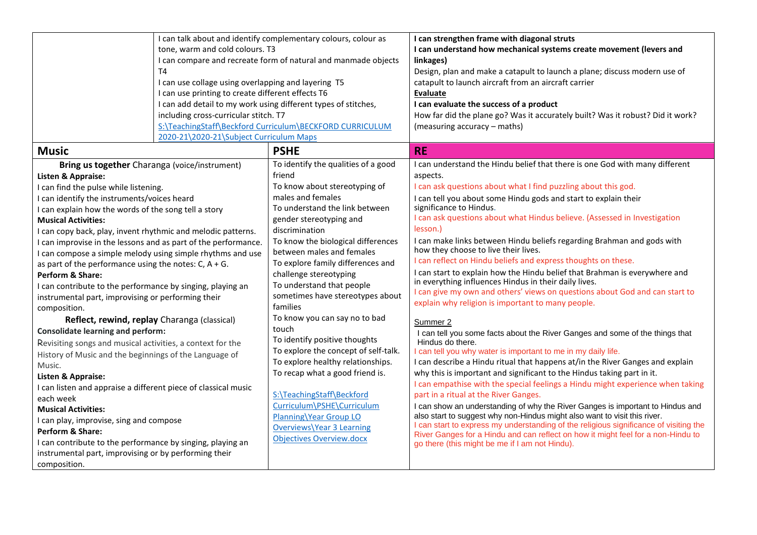| | | |
|---|---|---|
| | I can talk about and identify complementary colours, colour as tone, warm and cold colours. T3<br>I can compare and recreate form of natural and manmade objects T4<br>I can use collage using overlapping and layering T5<br>I can use printing to create different effects T6<br>I can add detail to my work using different types of stitches, including cross-curricular stitch. T7<br>S:\TeachingStaff\Beckford Curriculum\BECKFORD CURRICULUM 2020-21\2020-21\Subject Curriculum Maps | **I can strengthen frame with diagonal struts**<br>**I can understand how mechanical systems create movement (levers and linkages)**<br>Design, plan and make a catapult to launch a plane; discuss modern use of catapult to launch aircraft from an aircraft carrier<br>**Evaluate**<br>**I can evaluate the success of a product**<br>How far did the plane go? Was it accurately built? Was it robust? Did it work? (measuring accuracy – maths) |

| **Music** | **PSHE** | **RE** |
|---|---|---|
| **Bring us together** Charanga (voice/instrument)<br>**Listen & Appraise:**<br>I can find the pulse while listening.<br>I can identify the instruments/voices heard<br>I can explain how the words of the song tell a story<br>**Musical Activities:**<br>I can copy back, play, invent rhythmic and melodic patterns.<br>I can improvise in the lessons and as part of the performance.<br>I can compose a simple melody using simple rhythms and use as part of the performance using the notes: C, A + G.<br>**Perform & Share:**<br>I can contribute to the performance by singing, playing an instrumental part, improvising or performing their composition.<br>**Reflect, rewind, replay** Charanga (classical)<br>**Consolidate learning and perform:**<br>Revisiting songs and musical activities, a context for the History of Music and the beginnings of the Language of Music.<br>**Listen & Appraise:**<br>I can listen and appraise a different piece of classical music each week<br>**Musical Activities:**<br>I can play, improvise, sing and compose<br>**Perform & Share:**<br>I can contribute to the performance by singing, playing an instrumental part, improvising or by performing their composition. | To identify the qualities of a good friend<br>To know about stereotyping of males and females<br>To understand the link between gender stereotyping and discrimination<br>To know the biological differences between males and females<br>To explore family differences and challenge stereotyping<br>To understand that people sometimes have stereotypes about families<br>To know you can say no to bad touch<br>To identify positive thoughts<br>To explore the concept of self-talk.<br>To explore healthy relationships.<br>To recap what a good friend is.<br><br>S:\TeachingStaff\Beckford Curriculum\PSHE\Curriculum Planning\Year Group LO Overviews\Year 3 Learning Objectives Overview.docx | I can understand the Hindu belief that there is one God with many different aspects.<br>I can ask questions about what I find puzzling about this god.<br>I can tell you about some Hindu gods and start to explain their significance to Hindus.<br>I can ask questions about what Hindus believe. (Assessed in Investigation lesson.)<br>I can make links between Hindu beliefs regarding Brahman and gods with how they choose to live their lives.<br>I can reflect on Hindu beliefs and express thoughts on these.<br>I can start to explain how the Hindu belief that Brahman is everywhere and in everything influences Hindus in their daily lives.<br>I can give my own and others' views on questions about God and can start to explain why religion is important to many people.<br><br>Summer 2<br>I can tell you some facts about the River Ganges and some of the things that Hindus do there.<br>I can tell you why water is important to me in my daily life.<br>I can describe a Hindu ritual that happens at/in the River Ganges and explain why this is important and significant to the Hindus taking part in it.<br>I can empathise with the special feelings a Hindu might experience when taking part in a ritual at the River Ganges.<br>I can show an understanding of why the River Ganges is important to Hindus and also start to suggest why non-Hindus might also want to visit this river.<br>I can start to express my understanding of the religious significance of visiting the River Ganges for a Hindu and can reflect on how it might feel for a non-Hindu to go there (this might be me if I am not Hindu). |